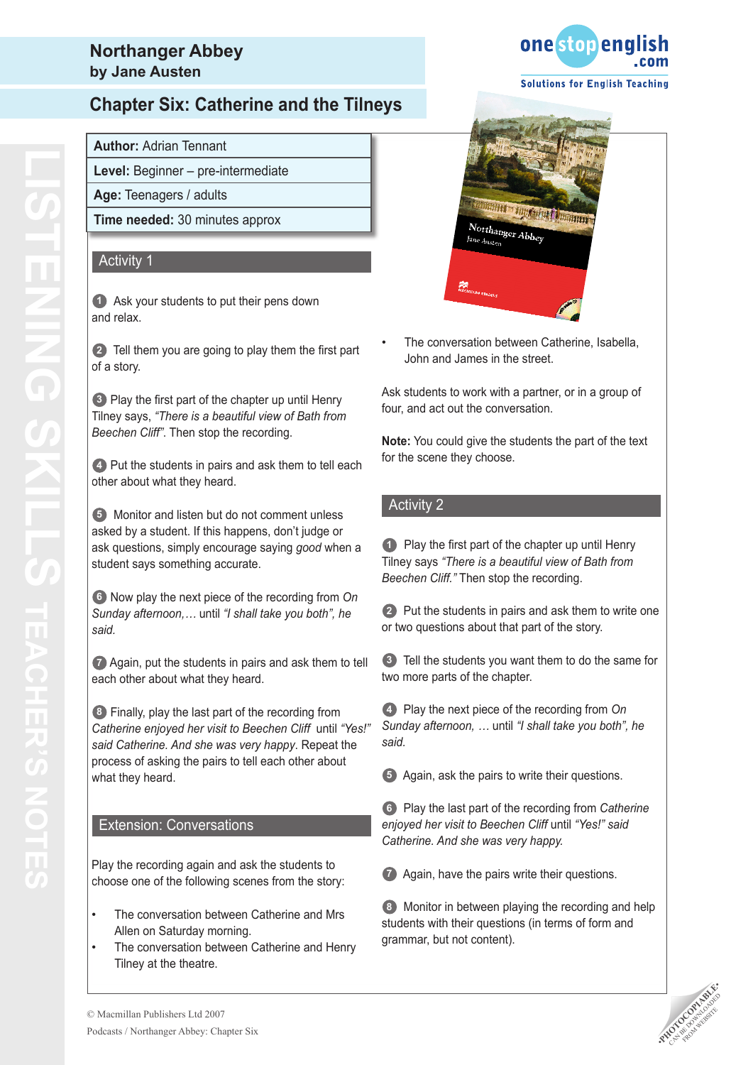# Northanger Abbey
**by Jane Austen**

## Chapter Six: Catherine and the Tilneys

| **Author:** Adrian Tennant |
|---|
| **Level:** Beginner – pre-intermediate |
| **Age:** Teenagers / adults |
| **Time needed:** 30 minutes approx |

### Activity 1

1. Ask your students to put their pens down and relax.

2. Tell them you are going to play them the first part of a story.

3. Play the first part of the chapter up until Henry Tilney says, *"There is a beautiful view of Bath from Beechen Cliff"*. Then stop the recording.

4. Put the students in pairs and ask them to tell each other about what they heard.

5. Monitor and listen but do not comment unless asked by a student. If this happens, don't judge or ask questions, simply encourage saying *good* when a student says something accurate.

6. Now play the next piece of the recording from *On Sunday afternoon,…* until *"I shall take you both", he said.*

7. Again, put the students in pairs and ask them to tell each other about what they heard.

8. Finally, play the last part of the recording from *Catherine enjoyed her visit to Beechen Cliff* until *"Yes!" said Catherine. And she was very happy*. Repeat the process of asking the pairs to tell each other about what they heard.

### Extension: Conversations

Play the recording again and ask the students to choose one of the following scenes from the story:

- The conversation between Catherine and Mrs Allen on Saturday morning.
- The conversation between Catherine and Henry Tilney at the theatre.
- The conversation between Catherine, Isabella, John and James in the street.

Ask students to work with a partner, or in a group of four, and act out the conversation.

**Note:** You could give the students the part of the text for the scene they choose.

### Activity 2

1. Play the first part of the chapter up until Henry Tilney says *"There is a beautiful view of Bath from Beechen Cliff."* Then stop the recording.

2. Put the students in pairs and ask them to write one or two questions about that part of the story.

3. Tell the students you want them to do the same for two more parts of the chapter.

4. Play the next piece of the recording from *On Sunday afternoon, …* until *"I shall take you both", he said.*

5. Again, ask the pairs to write their questions.

6. Play the last part of the recording from *Catherine enjoyed her visit to Beechen Cliff* until *"Yes!" said Catherine. And she was very happy.*

7. Again, have the pairs write their questions.

8. Monitor in between playing the recording and help students with their questions (in terms of form and grammar, but not content).

© Macmillan Publishers Ltd 2007
Podcasts / Northanger Abbey: Chapter Six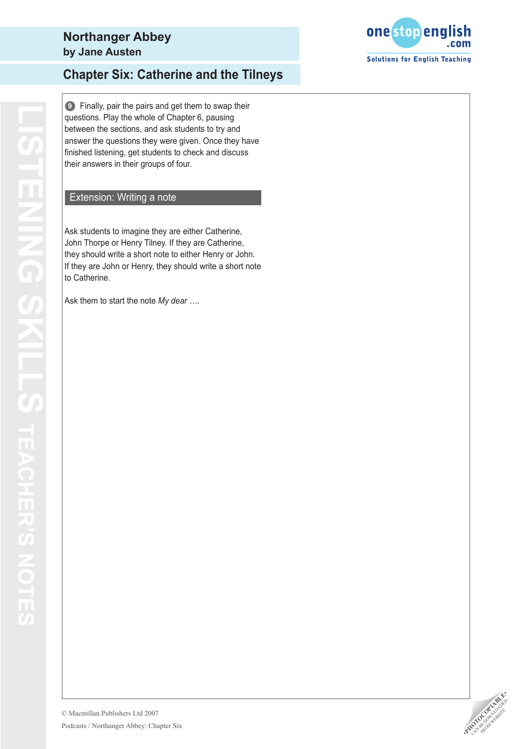# Northanger Abbey
**by Jane Austen**

## Chapter Six: Catherine and the Tilneys

9. Finally, pair the pairs and get them to swap their questions. Play the whole of Chapter 6, pausing between the sections, and ask students to try and answer the questions they were given. Once they have finished listening, get students to check and discuss their answers in their groups of four.

### Extension: Writing a note

Ask students to imagine they are either Catherine, John Thorpe or Henry Tilney. If they are Catherine, they should write a short note to either Henry or John. If they are John or Henry, they should write a short note to Catherine.

Ask them to start the note *My dear ….*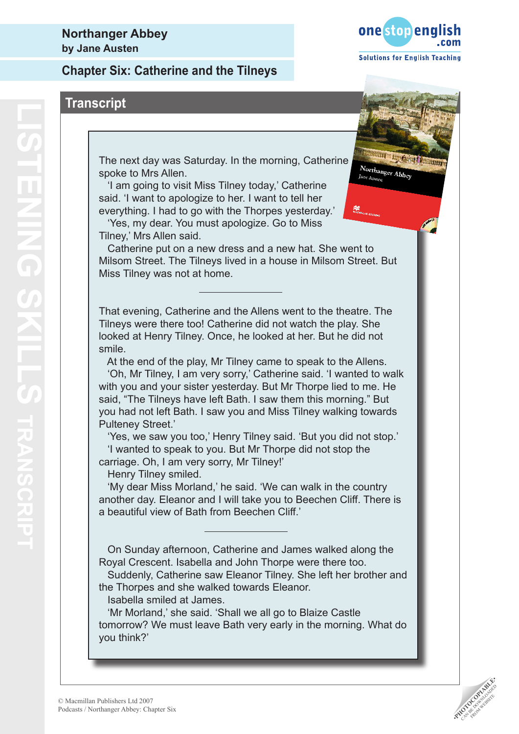# Northanger Abbey
**by Jane Austen**

## Chapter Six: Catherine and the Tilneys

### Transcript

The next day was Saturday. In the morning, Catherine spoke to Mrs Allen.

'I am going to visit Miss Tilney today,' Catherine said. 'I want to apologize to her. I want to tell her everything. I had to go with the Thorpes yesterday.'

'Yes, my dear. You must apologize. Go to Miss Tilney,' Mrs Allen said.

Catherine put on a new dress and a new hat. She went to Milsom Street. The Tilneys lived in a house in Milsom Street. But Miss Tilney was not at home.

---

That evening, Catherine and the Allens went to the theatre. The Tilneys were there too! Catherine did not watch the play. She looked at Henry Tilney. Once, he looked at her. But he did not smile.

At the end of the play, Mr Tilney came to speak to the Allens.

'Oh, Mr Tilney, I am very sorry,' Catherine said. 'I wanted to walk with you and your sister yesterday. But Mr Thorpe lied to me. He said, "The Tilneys have left Bath. I saw them this morning." But you had not left Bath. I saw you and Miss Tilney walking towards Pulteney Street.'

'Yes, we saw you too,' Henry Tilney said. 'But you did not stop.'

'I wanted to speak to you. But Mr Thorpe did not stop the carriage. Oh, I am very sorry, Mr Tilney!'

Henry Tilney smiled.

'My dear Miss Morland,' he said. 'We can walk in the country another day. Eleanor and I will take you to Beechen Cliff. There is a beautiful view of Bath from Beechen Cliff.'

---

On Sunday afternoon, Catherine and James walked along the Royal Crescent. Isabella and John Thorpe were there too.

Suddenly, Catherine saw Eleanor Tilney. She left her brother and the Thorpes and she walked towards Eleanor.

Isabella smiled at James.

'Mr Morland,' she said. 'Shall we all go to Blaize Castle tomorrow? We must leave Bath very early in the morning. What do you think?'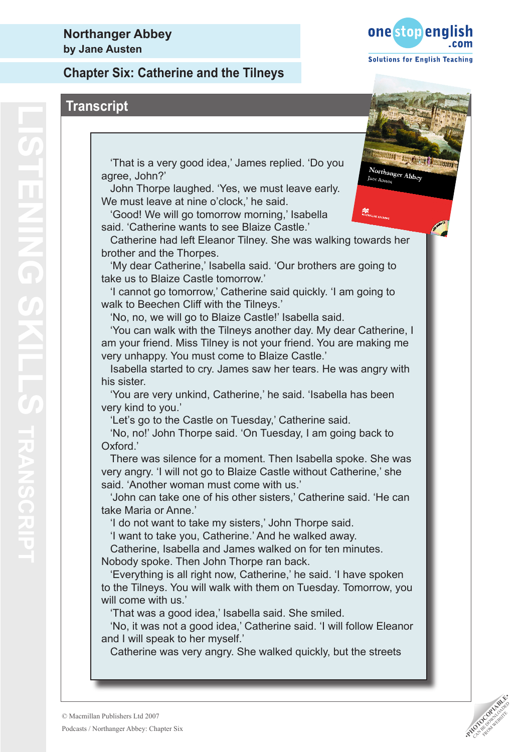## Transcript

'That is a very good idea,' James replied. 'Do you agree, John?'

John Thorpe laughed. 'Yes, we must leave early. We must leave at nine o'clock,' he said.

'Good! We will go tomorrow morning,' Isabella said. 'Catherine wants to see Blaize Castle.'

Catherine had left Eleanor Tilney. She was walking towards her brother and the Thorpes.

'My dear Catherine,' Isabella said. 'Our brothers are going to take us to Blaize Castle tomorrow.'

'I cannot go tomorrow,' Catherine said quickly. 'I am going to walk to Beechen Cliff with the Tilneys.'

'No, no, we will go to Blaize Castle!' Isabella said.

'You can walk with the Tilneys another day. My dear Catherine, I am your friend. Miss Tilney is not your friend. You are making me very unhappy. You must come to Blaize Castle.'

Isabella started to cry. James saw her tears. He was angry with his sister.

'You are very unkind, Catherine,' he said. 'Isabella has been very kind to you.'

'Let's go to the Castle on Tuesday,' Catherine said.

'No, no!' John Thorpe said. 'On Tuesday, I am going back to Oxford.'

There was silence for a moment. Then Isabella spoke. She was very angry. 'I will not go to Blaize Castle without Catherine,' she said. 'Another woman must come with us.'

'John can take one of his other sisters,' Catherine said. 'He can take Maria or Anne.'

'I do not want to take my sisters,' John Thorpe said.

'I want to take you, Catherine.' And he walked away.

Catherine, Isabella and James walked on for ten minutes. Nobody spoke. Then John Thorpe ran back.

'Everything is all right now, Catherine,' he said. 'I have spoken to the Tilneys. You will walk with them on Tuesday. Tomorrow, you will come with us.'

'That was a good idea,' Isabella said. She smiled.

'No, it was not a good idea,' Catherine said. 'I will follow Eleanor and I will speak to her myself.'

Catherine was very angry. She walked quickly, but the streets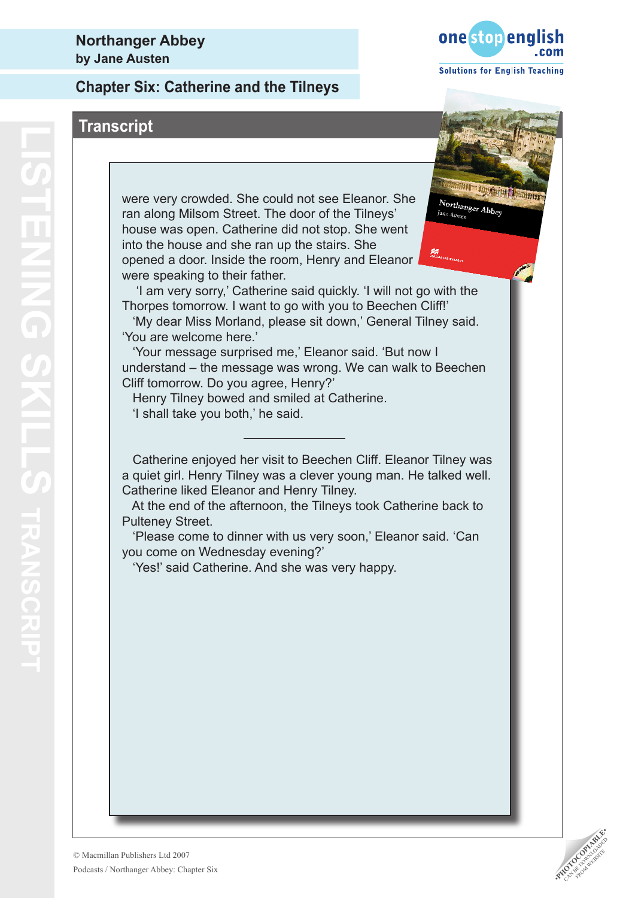were very crowded. She could not see Eleanor. She ran along Milsom Street. The door of the Tilneys' house was open. Catherine did not stop. She went into the house and she ran up the stairs. She opened a door. Inside the room, Henry and Eleanor were speaking to their father.

'I am very sorry,' Catherine said quickly. 'I will not go with the Thorpes tomorrow. I want to go with you to Beechen Cliff!'

'My dear Miss Morland, please sit down,' General Tilney said. 'You are welcome here.'

'Your message surprised me,' Eleanor said. 'But now I understand – the message was wrong. We can walk to Beechen Cliff tomorrow. Do you agree, Henry?'

Henry Tilney bowed and smiled at Catherine.

'I shall take you both,' he said.

---

Catherine enjoyed her visit to Beechen Cliff. Eleanor Tilney was a quiet girl. Henry Tilney was a clever young man. He talked well. Catherine liked Eleanor and Henry Tilney.

At the end of the afternoon, the Tilneys took Catherine back to Pulteney Street.

'Please come to dinner with us very soon,' Eleanor said. 'Can you come on Wednesday evening?'

'Yes!' said Catherine. And she was very happy.